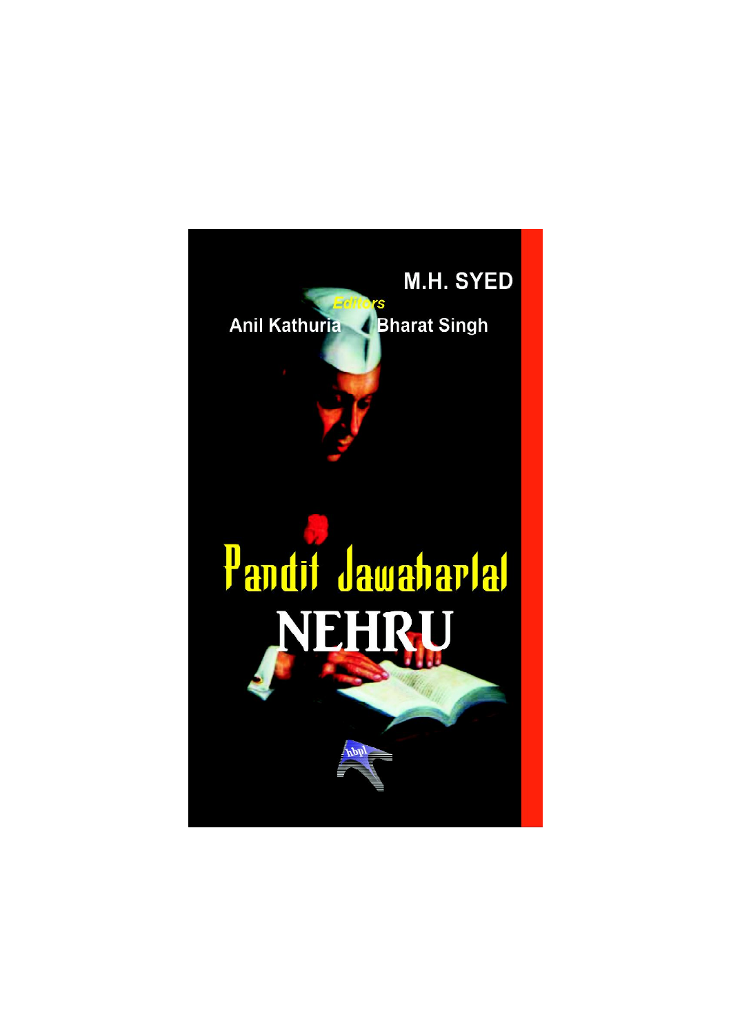M.H. SYED

*Editors*

Anil Kathuria Bharat Singh

# Pandit Jawaharlal NEHRU

hbpl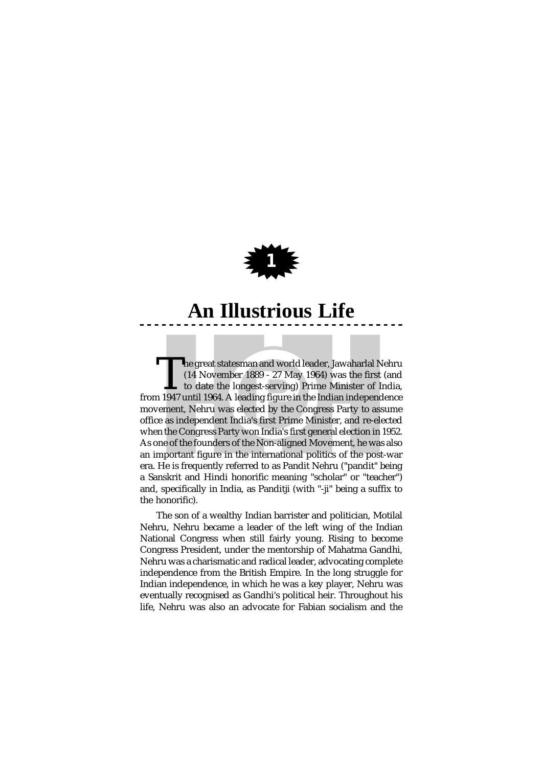1

# An Illustrious Life

The great statesman and world leader, Jawaharlal Nehru (14 November 1889 - 27 May 1964) was the first (and to date the longest-serving) Prime Minister of India, from 1947 until 1964. A leading figure in the Indian independence movement, Nehru was elected by the Congress Party to assume office as independent India's first Prime Minister, and re-elected when the Congress Party won India's first general election in 1952. As one of the founders of the Non-aligned Movement, he was also an important figure in the international politics of the post-war era. He is frequently referred to as Pandit Nehru ("pandit" being a Sanskrit and Hindi honorific meaning "scholar" or "teacher") and, specifically in India, as Panditji (with "-ji" being a suffix to the honorific).

The son of a wealthy Indian barrister and politician, Motilal Nehru, Nehru became a leader of the left wing of the Indian National Congress when still fairly young. Rising to become Congress President, under the mentorship of Mahatma Gandhi, Nehru was a charismatic and radical leader, advocating complete independence from the British Empire. In the long struggle for Indian independence, in which he was a key player, Nehru was eventually recognised as Gandhi's political heir. Throughout his life, Nehru was also an advocate for Fabian socialism and the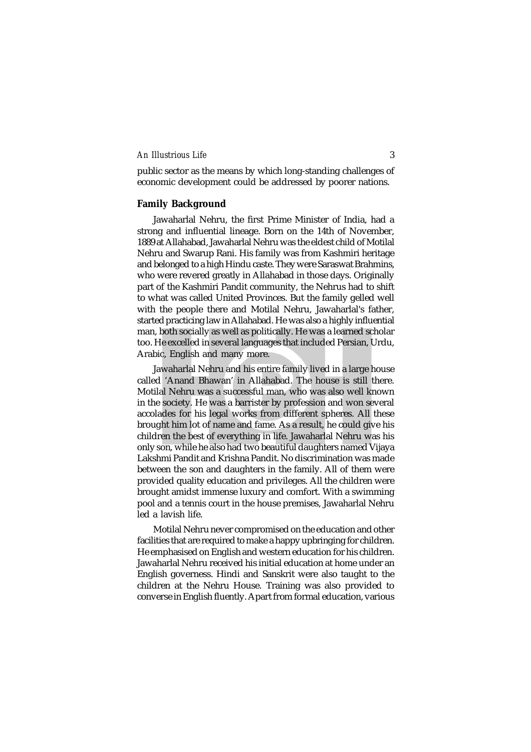public sector as the means by which long-standing challenges of economic development could be addressed by poorer nations.

## Family Background

Jawaharlal Nehru, the first Prime Minister of India, had a strong and influential lineage. Born on the 14th of November, 1889 at Allahabad, Jawaharlal Nehru was the eldest child of Motilal Nehru and Swarup Rani. His family was from Kashmiri heritage and belonged to a high Hindu caste. They were Saraswat Brahmins, who were revered greatly in Allahabad in those days. Originally part of the Kashmiri Pandit community, the Nehrus had to shift to what was called United Provinces. But the family gelled well with the people there and Motilal Nehru, Jawaharlal's father, started practicing law in Allahabad. He was also a highly influential man, both socially as well as politically. He was a learned scholar too. He excelled in several languages that included Persian, Urdu, Arabic, English and many more.

Jawaharlal Nehru and his entire family lived in a large house called 'Anand Bhawan' in Allahabad. The house is still there. Motilal Nehru was a successful man, who was also well known in the society. He was a barrister by profession and won several accolades for his legal works from different spheres. All these brought him lot of name and fame. As a result, he could give his children the best of everything in life. Jawaharlal Nehru was his only son, while he also had two beautiful daughters named Vijaya Lakshmi Pandit and Krishna Pandit. No discrimination was made between the son and daughters in the family. All of them were provided quality education and privileges. All the children were brought amidst immense luxury and comfort. With a swimming pool and a tennis court in the house premises, Jawaharlal Nehru led a lavish life.

Motilal Nehru never compromised on the education and other facilities that are required to make a happy upbringing for children. He emphasised on English and western education for his children. Jawaharlal Nehru received his initial education at home under an English governess. Hindi and Sanskrit were also taught to the children at the Nehru House. Training was also provided to converse in English fluently. Apart from formal education, various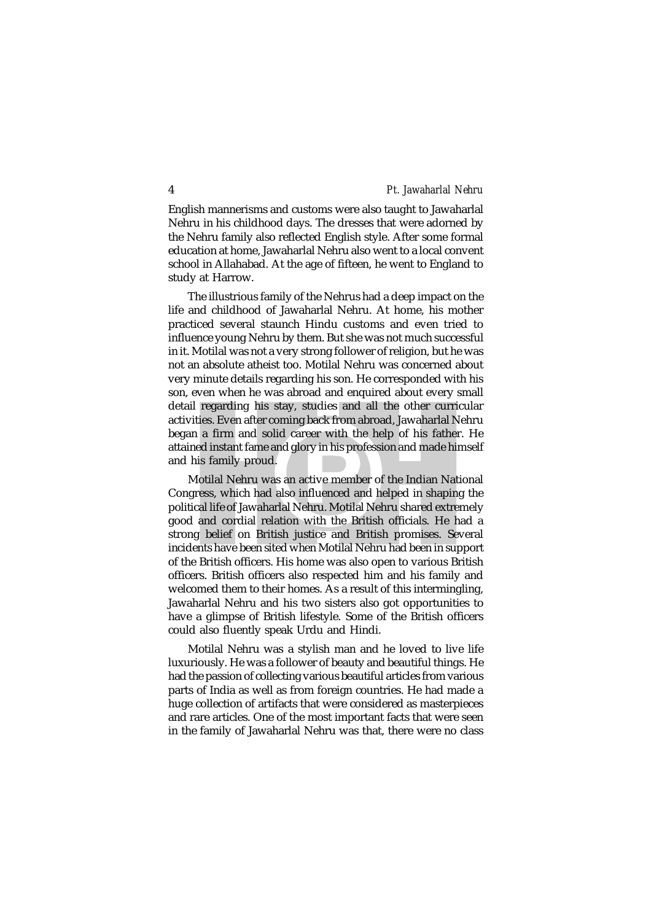English mannerisms and customs were also taught to Jawaharlal Nehru in his childhood days. The dresses that were adorned by the Nehru family also reflected English style. After some formal education at home, Jawaharlal Nehru also went to a local convent school in Allahabad. At the age of fifteen, he went to England to study at Harrow.

The illustrious family of the Nehrus had a deep impact on the life and childhood of Jawaharlal Nehru. At home, his mother practiced several staunch Hindu customs and even tried to influence young Nehru by them. But she was not much successful in it. Motilal was not a very strong follower of religion, but he was not an absolute atheist too. Motilal Nehru was concerned about very minute details regarding his son. He corresponded with his son, even when he was abroad and enquired about every small detail regarding his stay, studies and all the other curricular activities. Even after coming back from abroad, Jawaharlal Nehru began a firm and solid career with the help of his father. He attained instant fame and glory in his profession and made himself and his family proud.

Motilal Nehru was an active member of the Indian National Congress, which had also influenced and helped in shaping the political life of Jawaharlal Nehru. Motilal Nehru shared extremely good and cordial relation with the British officials. He had a strong belief on British justice and British promises. Several incidents have been sited when Motilal Nehru had been in support of the British officers. His home was also open to various British officers. British officers also respected him and his family and welcomed them to their homes. As a result of this intermingling, Jawaharlal Nehru and his two sisters also got opportunities to have a glimpse of British lifestyle. Some of the British officers could also fluently speak Urdu and Hindi.

Motilal Nehru was a stylish man and he loved to live life luxuriously. He was a follower of beauty and beautiful things. He had the passion of collecting various beautiful articles from various parts of India as well as from foreign countries. He had made a huge collection of artifacts that were considered as masterpieces and rare articles. One of the most important facts that were seen in the family of Jawaharlal Nehru was that, there were no class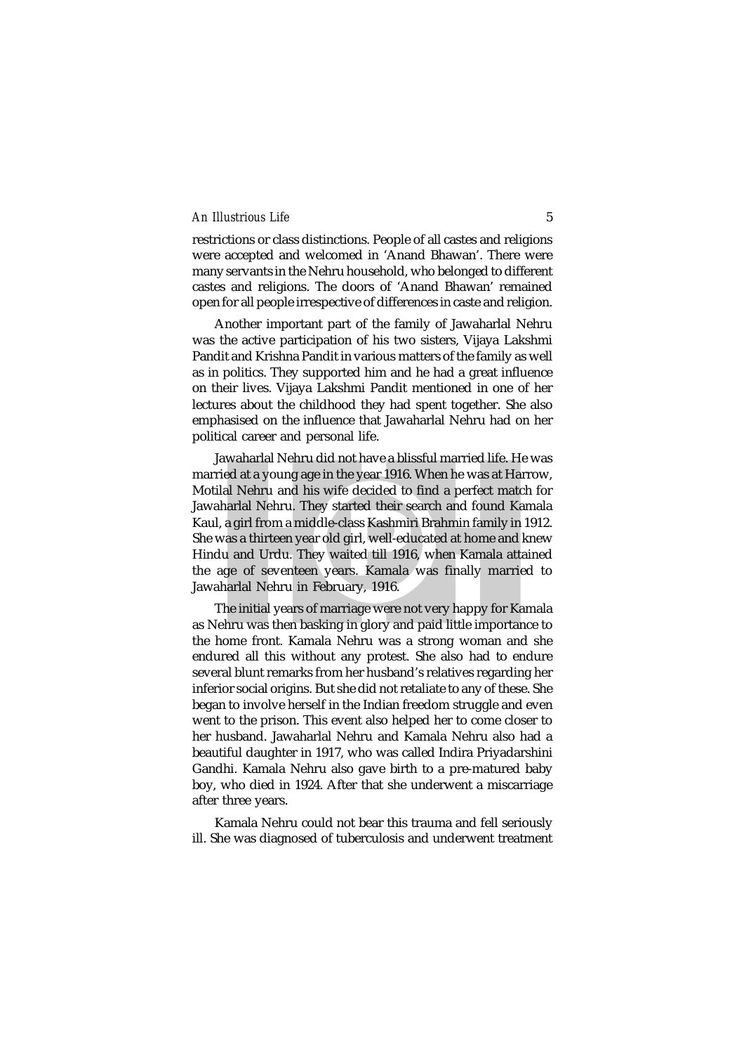restrictions or class distinctions. People of all castes and religions were accepted and welcomed in 'Anand Bhawan'. There were many servants in the Nehru household, who belonged to different castes and religions. The doors of 'Anand Bhawan' remained open for all people irrespective of differences in caste and religion.

Another important part of the family of Jawaharlal Nehru was the active participation of his two sisters, Vijaya Lakshmi Pandit and Krishna Pandit in various matters of the family as well as in politics. They supported him and he had a great influence on their lives. Vijaya Lakshmi Pandit mentioned in one of her lectures about the childhood they had spent together. She also emphasised on the influence that Jawaharlal Nehru had on her political career and personal life.

Jawaharlal Nehru did not have a blissful married life. He was married at a young age in the year 1916. When he was at Harrow, Motilal Nehru and his wife decided to find a perfect match for Jawaharlal Nehru. They started their search and found Kamala Kaul, a girl from a middle-class Kashmiri Brahmin family in 1912. She was a thirteen year old girl, well-educated at home and knew Hindu and Urdu. They waited till 1916, when Kamala attained the age of seventeen years. Kamala was finally married to Jawaharlal Nehru in February, 1916.

The initial years of marriage were not very happy for Kamala as Nehru was then basking in glory and paid little importance to the home front. Kamala Nehru was a strong woman and she endured all this without any protest. She also had to endure several blunt remarks from her husband's relatives regarding her inferior social origins. But she did not retaliate to any of these. She began to involve herself in the Indian freedom struggle and even went to the prison. This event also helped her to come closer to her husband. Jawaharlal Nehru and Kamala Nehru also had a beautiful daughter in 1917, who was called Indira Priyadarshini Gandhi. Kamala Nehru also gave birth to a pre-matured baby boy, who died in 1924. After that she underwent a miscarriage after three years.

Kamala Nehru could not bear this trauma and fell seriously ill. She was diagnosed of tuberculosis and underwent treatment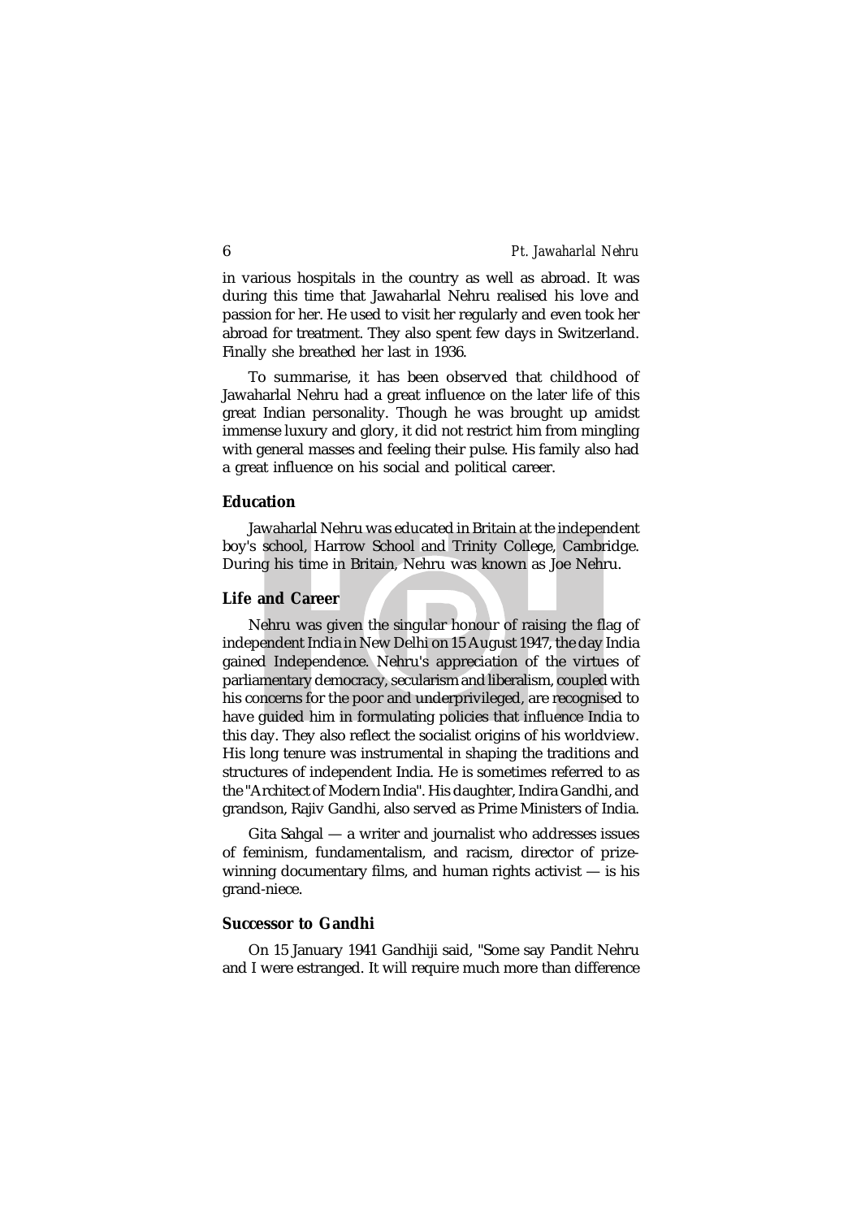in various hospitals in the country as well as abroad. It was during this time that Jawaharlal Nehru realised his love and passion for her. He used to visit her regularly and even took her abroad for treatment. They also spent few days in Switzerland. Finally she breathed her last in 1936.

To summarise, it has been observed that childhood of Jawaharlal Nehru had a great influence on the later life of this great Indian personality. Though he was brought up amidst immense luxury and glory, it did not restrict him from mingling with general masses and feeling their pulse. His family also had a great influence on his social and political career.

## Education

Jawaharlal Nehru was educated in Britain at the independent boy's school, Harrow School and Trinity College, Cambridge. During his time in Britain, Nehru was known as Joe Nehru.

## Life and Career

Nehru was given the singular honour of raising the flag of independent India in New Delhi on 15 August 1947, the day India gained Independence. Nehru's appreciation of the virtues of parliamentary democracy, secularism and liberalism, coupled with his concerns for the poor and underprivileged, are recognised to have guided him in formulating policies that influence India to this day. They also reflect the socialist origins of his worldview. His long tenure was instrumental in shaping the traditions and structures of independent India. He is sometimes referred to as the "Architect of Modern India". His daughter, Indira Gandhi, and grandson, Rajiv Gandhi, also served as Prime Ministers of India.

Gita Sahgal — a writer and journalist who addresses issues of feminism, fundamentalism, and racism, director of prize-winning documentary films, and human rights activist — is his grand-niece.

## Successor to Gandhi

On 15 January 1941 Gandhiji said, "Some say Pandit Nehru and I were estranged. It will require much more than difference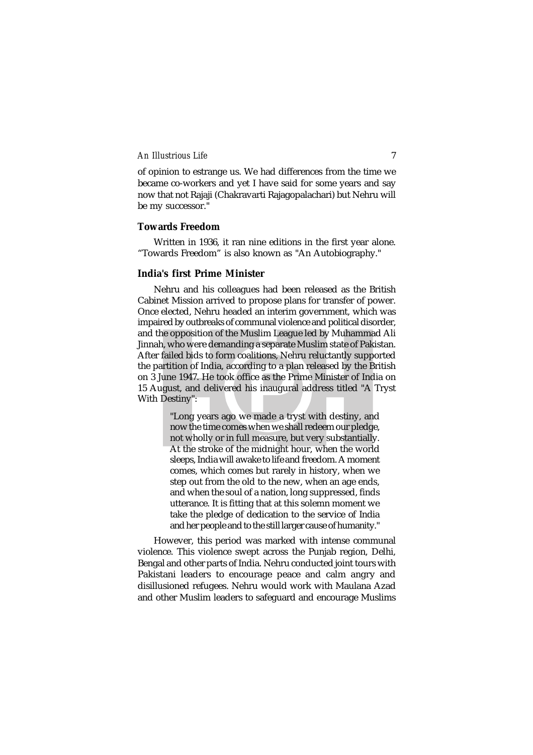of opinion to estrange us. We had differences from the time we became co-workers and yet I have said for some years and say now that not Rajaji (Chakravarti Rajagopalachari) but Nehru will be my successor."

### Towards Freedom

Written in 1936, it ran nine editions in the first year alone. “Towards Freedom” is also known as "An Autobiography."

### India's first Prime Minister

Nehru and his colleagues had been released as the British Cabinet Mission arrived to propose plans for transfer of power. Once elected, Nehru headed an interim government, which was impaired by outbreaks of communal violence and political disorder, and the opposition of the Muslim League led by Muhammad Ali Jinnah, who were demanding a separate Muslim state of Pakistan. After failed bids to form coalitions, Nehru reluctantly supported the partition of India, according to a plan released by the British on 3 June 1947. He took office as the Prime Minister of India on 15 August, and delivered his inaugural address titled "A Tryst With Destiny":

> "Long years ago we made a tryst with destiny, and now the time comes when we shall redeem our pledge, not wholly or in full measure, but very substantially. At the stroke of the midnight hour, when the world sleeps, India will awake to life and freedom. A moment comes, which comes but rarely in history, when we step out from the old to the new, when an age ends, and when the soul of a nation, long suppressed, finds utterance. It is fitting that at this solemn moment we take the pledge of dedication to the service of India and her people and to the still larger cause of humanity."

However, this period was marked with intense communal violence. This violence swept across the Punjab region, Delhi, Bengal and other parts of India. Nehru conducted joint tours with Pakistani leaders to encourage peace and calm angry and disillusioned refugees. Nehru would work with Maulana Azad and other Muslim leaders to safeguard and encourage Muslims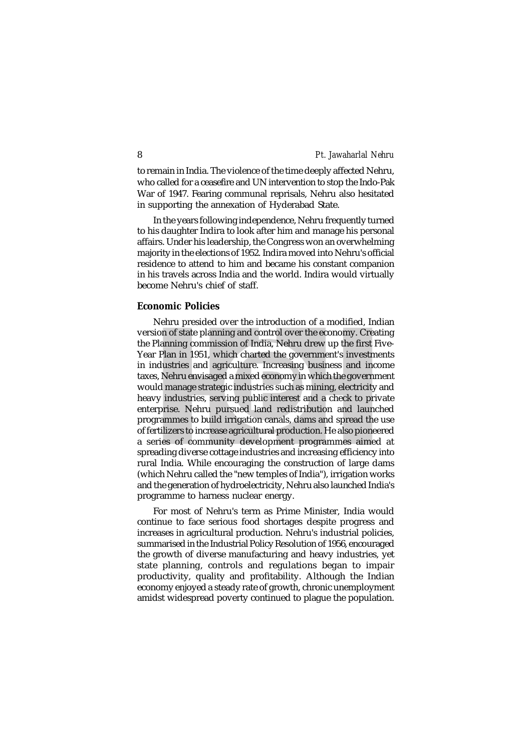to remain in India. The violence of the time deeply affected Nehru, who called for a ceasefire and UN intervention to stop the Indo-Pak War of 1947. Fearing communal reprisals, Nehru also hesitated in supporting the annexation of Hyderabad State.

In the years following independence, Nehru frequently turned to his daughter Indira to look after him and manage his personal affairs. Under his leadership, the Congress won an overwhelming majority in the elections of 1952. Indira moved into Nehru's official residence to attend to him and became his constant companion in his travels across India and the world. Indira would virtually become Nehru's chief of staff.

## Economic Policies

Nehru presided over the introduction of a modified, Indian version of state planning and control over the economy. Creating the Planning commission of India, Nehru drew up the first Five-Year Plan in 1951, which charted the government's investments in industries and agriculture. Increasing business and income taxes, Nehru envisaged a mixed economy in which the government would manage strategic industries such as mining, electricity and heavy industries, serving public interest and a check to private enterprise. Nehru pursued land redistribution and launched programmes to build irrigation canals, dams and spread the use of fertilizers to increase agricultural production. He also pioneered a series of community development programmes aimed at spreading diverse cottage industries and increasing efficiency into rural India. While encouraging the construction of large dams (which Nehru called the "new temples of India"), irrigation works and the generation of hydroelectricity, Nehru also launched India's programme to harness nuclear energy.

For most of Nehru's term as Prime Minister, India would continue to face serious food shortages despite progress and increases in agricultural production. Nehru's industrial policies, summarised in the Industrial Policy Resolution of 1956, encouraged the growth of diverse manufacturing and heavy industries, yet state planning, controls and regulations began to impair productivity, quality and profitability. Although the Indian economy enjoyed a steady rate of growth, chronic unemployment amidst widespread poverty continued to plague the population.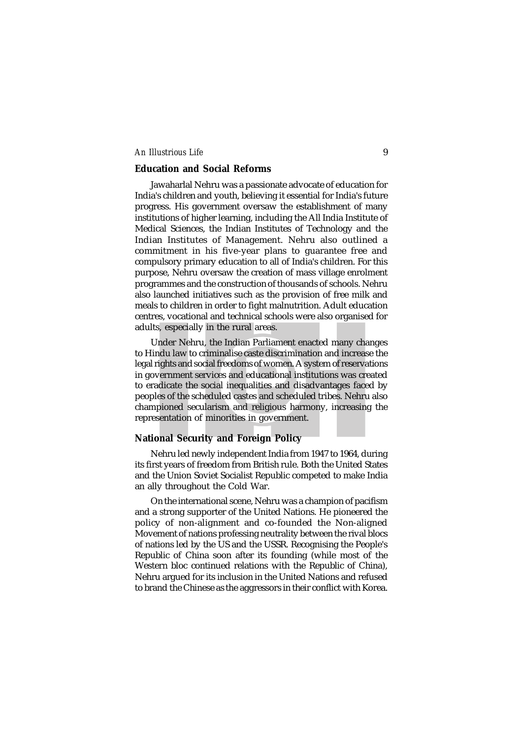## Education and Social Reforms

Jawaharlal Nehru was a passionate advocate of education for India's children and youth, believing it essential for India's future progress. His government oversaw the establishment of many institutions of higher learning, including the All India Institute of Medical Sciences, the Indian Institutes of Technology and the Indian Institutes of Management. Nehru also outlined a commitment in his five-year plans to guarantee free and compulsory primary education to all of India's children. For this purpose, Nehru oversaw the creation of mass village enrolment programmes and the construction of thousands of schools. Nehru also launched initiatives such as the provision of free milk and meals to children in order to fight malnutrition. Adult education centres, vocational and technical schools were also organised for adults, especially in the rural areas.

Under Nehru, the Indian Parliament enacted many changes to Hindu law to criminalise caste discrimination and increase the legal rights and social freedoms of women. A system of reservations in government services and educational institutions was created to eradicate the social inequalities and disadvantages faced by peoples of the scheduled castes and scheduled tribes. Nehru also championed secularism and religious harmony, increasing the representation of minorities in government.

## National Security and Foreign Policy

Nehru led newly independent India from 1947 to 1964, during its first years of freedom from British rule. Both the United States and the Union Soviet Socialist Republic competed to make India an ally throughout the Cold War.

On the international scene, Nehru was a champion of pacifism and a strong supporter of the United Nations. He pioneered the policy of non-alignment and co-founded the Non-aligned Movement of nations professing neutrality between the rival blocs of nations led by the US and the USSR. Recognising the People's Republic of China soon after its founding (while most of the Western bloc continued relations with the Republic of China), Nehru argued for its inclusion in the United Nations and refused to brand the Chinese as the aggressors in their conflict with Korea.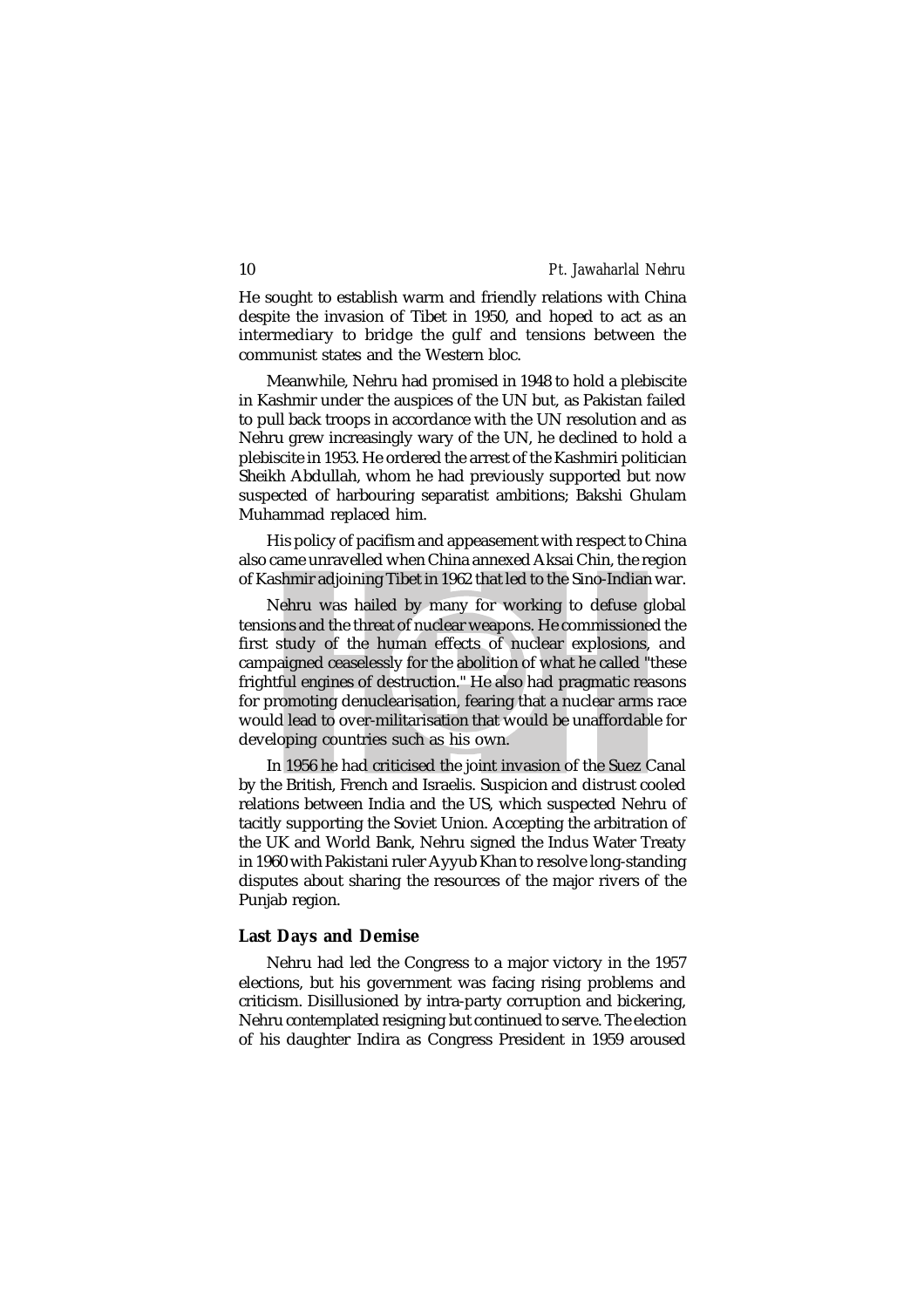He sought to establish warm and friendly relations with China despite the invasion of Tibet in 1950, and hoped to act as an intermediary to bridge the gulf and tensions between the communist states and the Western bloc.

Meanwhile, Nehru had promised in 1948 to hold a plebiscite in Kashmir under the auspices of the UN but, as Pakistan failed to pull back troops in accordance with the UN resolution and as Nehru grew increasingly wary of the UN, he declined to hold a plebiscite in 1953. He ordered the arrest of the Kashmiri politician Sheikh Abdullah, whom he had previously supported but now suspected of harbouring separatist ambitions; Bakshi Ghulam Muhammad replaced him.

His policy of pacifism and appeasement with respect to China also came unravelled when China annexed Aksai Chin, the region of Kashmir adjoining Tibet in 1962 that led to the Sino-Indian war.

Nehru was hailed by many for working to defuse global tensions and the threat of nuclear weapons. He commissioned the first study of the human effects of nuclear explosions, and campaigned ceaselessly for the abolition of what he called "these frightful engines of destruction." He also had pragmatic reasons for promoting denuclearisation, fearing that a nuclear arms race would lead to over-militarisation that would be unaffordable for developing countries such as his own.

In 1956 he had criticised the joint invasion of the Suez Canal by the British, French and Israelis. Suspicion and distrust cooled relations between India and the US, which suspected Nehru of tacitly supporting the Soviet Union. Accepting the arbitration of the UK and World Bank, Nehru signed the Indus Water Treaty in 1960 with Pakistani ruler Ayyub Khan to resolve long-standing disputes about sharing the resources of the major rivers of the Punjab region.

## Last Days and Demise

Nehru had led the Congress to a major victory in the 1957 elections, but his government was facing rising problems and criticism. Disillusioned by intra-party corruption and bickering, Nehru contemplated resigning but continued to serve. The election of his daughter Indira as Congress President in 1959 aroused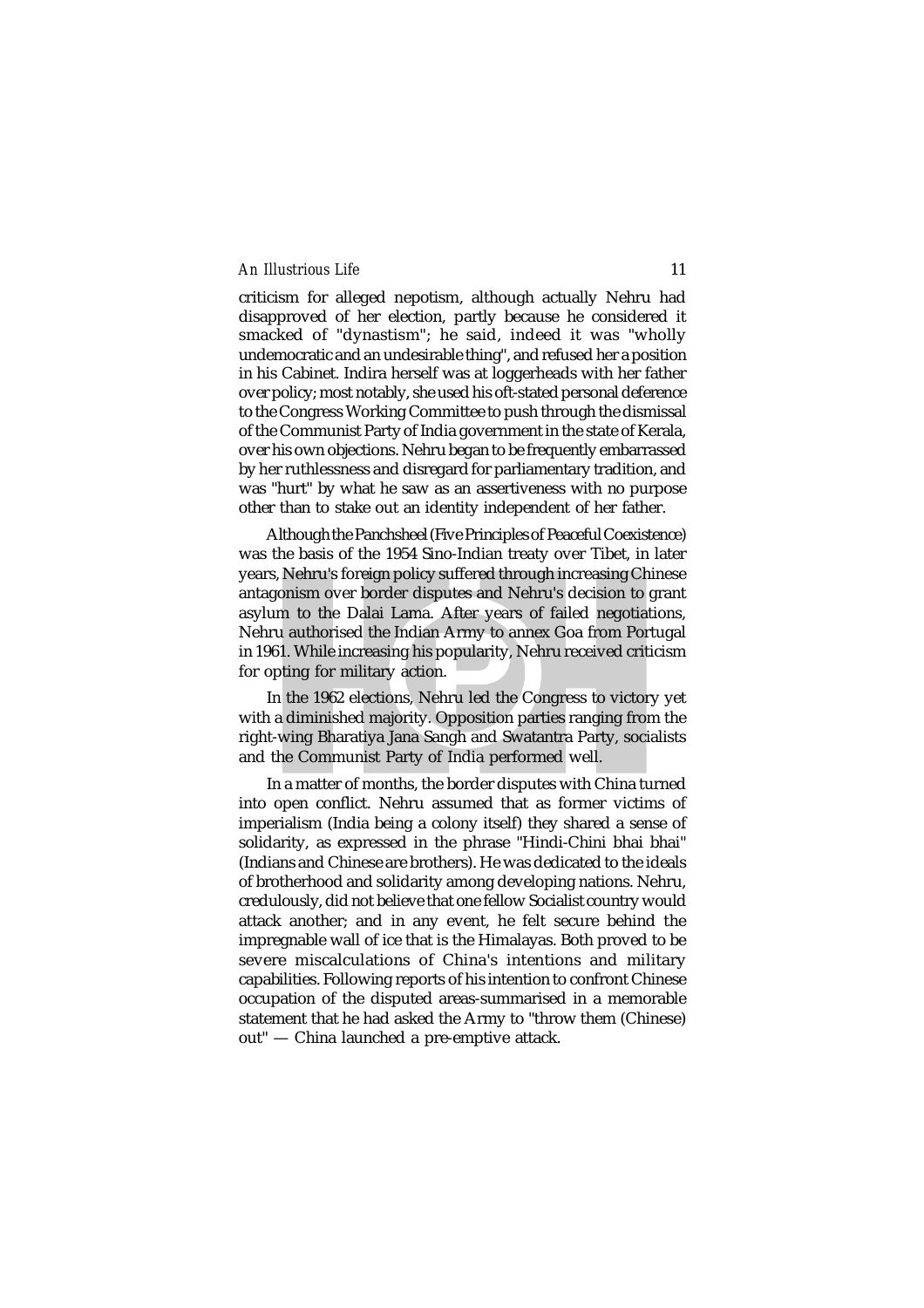criticism for alleged nepotism, although actually Nehru had disapproved of her election, partly because he considered it smacked of "dynastism"; he said, indeed it was "wholly undemocratic and an undesirable thing", and refused her a position in his Cabinet. Indira herself was at loggerheads with her father over policy; most notably, she used his oft-stated personal deference to the Congress Working Committee to push through the dismissal of the Communist Party of India government in the state of Kerala, over his own objections. Nehru began to be frequently embarrassed by her ruthlessness and disregard for parliamentary tradition, and was "hurt" by what he saw as an assertiveness with no purpose other than to stake out an identity independent of her father.

Although the Panchsheel (Five Principles of Peaceful Coexistence) was the basis of the 1954 Sino-Indian treaty over Tibet, in later years, Nehru's foreign policy suffered through increasing Chinese antagonism over border disputes and Nehru's decision to grant asylum to the Dalai Lama. After years of failed negotiations, Nehru authorised the Indian Army to annex Goa from Portugal in 1961. While increasing his popularity, Nehru received criticism for opting for military action.

In the 1962 elections, Nehru led the Congress to victory yet with a diminished majority. Opposition parties ranging from the right-wing Bharatiya Jana Sangh and Swatantra Party, socialists and the Communist Party of India performed well.

In a matter of months, the border disputes with China turned into open conflict. Nehru assumed that as former victims of imperialism (India being a colony itself) they shared a sense of solidarity, as expressed in the phrase "Hindi-Chini bhai bhai" (Indians and Chinese are brothers). He was dedicated to the ideals of brotherhood and solidarity among developing nations. Nehru, credulously, did not believe that one fellow Socialist country would attack another; and in any event, he felt secure behind the impregnable wall of ice that is the Himalayas. Both proved to be severe miscalculations of China's intentions and military capabilities. Following reports of his intention to confront Chinese occupation of the disputed areas-summarised in a memorable statement that he had asked the Army to "throw them (Chinese) out" — China launched a pre-emptive attack.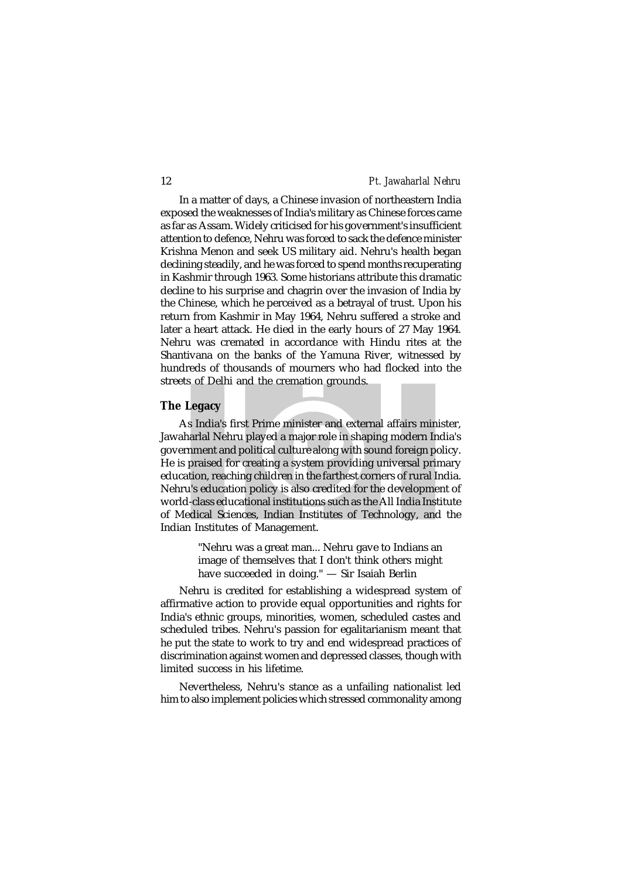In a matter of days, a Chinese invasion of northeastern India exposed the weaknesses of India's military as Chinese forces came as far as Assam. Widely criticised for his government's insufficient attention to defence, Nehru was forced to sack the defence minister Krishna Menon and seek US military aid. Nehru's health began declining steadily, and he was forced to spend months recuperating in Kashmir through 1963. Some historians attribute this dramatic decline to his surprise and chagrin over the invasion of India by the Chinese, which he perceived as a betrayal of trust. Upon his return from Kashmir in May 1964, Nehru suffered a stroke and later a heart attack. He died in the early hours of 27 May 1964. Nehru was cremated in accordance with Hindu rites at the Shantivana on the banks of the Yamuna River, witnessed by hundreds of thousands of mourners who had flocked into the streets of Delhi and the cremation grounds.

## The Legacy

As India's first Prime minister and external affairs minister, Jawaharlal Nehru played a major role in shaping modern India's government and political culture along with sound foreign policy. He is praised for creating a system providing universal primary education, reaching children in the farthest corners of rural India. Nehru's education policy is also credited for the development of world-class educational institutions such as the All India Institute of Medical Sciences, Indian Institutes of Technology, and the Indian Institutes of Management.

> "Nehru was a great man... Nehru gave to Indians an image of themselves that I don't think others might have succeeded in doing." — Sir Isaiah Berlin

Nehru is credited for establishing a widespread system of affirmative action to provide equal opportunities and rights for India's ethnic groups, minorities, women, scheduled castes and scheduled tribes. Nehru's passion for egalitarianism meant that he put the state to work to try and end widespread practices of discrimination against women and depressed classes, though with limited success in his lifetime.

Nevertheless, Nehru's stance as a unfailing nationalist led him to also implement policies which stressed commonality among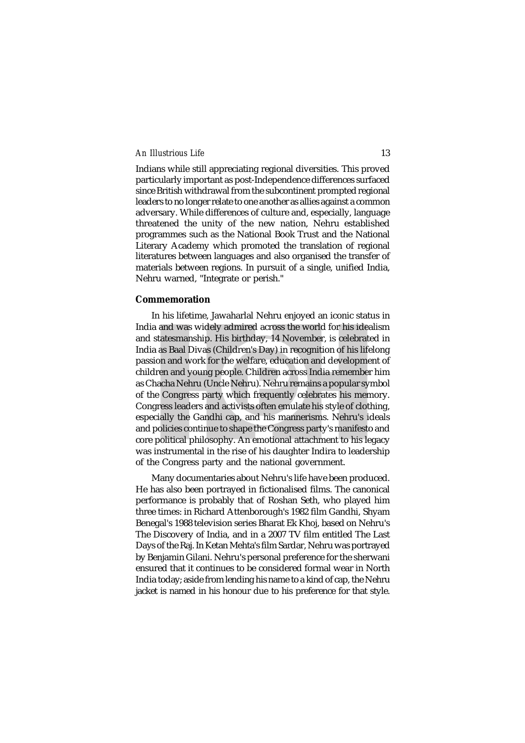Indians while still appreciating regional diversities. This proved particularly important as post-Independence differences surfaced since British withdrawal from the subcontinent prompted regional leaders to no longer relate to one another as allies against a common adversary. While differences of culture and, especially, language threatened the unity of the new nation, Nehru established programmes such as the National Book Trust and the National Literary Academy which promoted the translation of regional literatures between languages and also organised the transfer of materials between regions. In pursuit of a single, unified India, Nehru warned, "Integrate or perish."

## Commemoration

In his lifetime, Jawaharlal Nehru enjoyed an iconic status in India and was widely admired across the world for his idealism and statesmanship. His birthday, 14 November, is celebrated in India as Baal Divas (Children's Day) in recognition of his lifelong passion and work for the welfare, education and development of children and young people. Children across India remember him as Chacha Nehru (Uncle Nehru). Nehru remains a popular symbol of the Congress party which frequently celebrates his memory. Congress leaders and activists often emulate his style of clothing, especially the Gandhi cap, and his mannerisms. Nehru's ideals and policies continue to shape the Congress party's manifesto and core political philosophy. An emotional attachment to his legacy was instrumental in the rise of his daughter Indira to leadership of the Congress party and the national government.

Many documentaries about Nehru's life have been produced. He has also been portrayed in fictionalised films. The canonical performance is probably that of Roshan Seth, who played him three times: in Richard Attenborough's 1982 film Gandhi, Shyam Benegal's 1988 television series Bharat Ek Khoj, based on Nehru's The Discovery of India, and in a 2007 TV film entitled The Last Days of the Raj. In Ketan Mehta's film Sardar, Nehru was portrayed by Benjamin Gilani. Nehru's personal preference for the sherwani ensured that it continues to be considered formal wear in North India today; aside from lending his name to a kind of cap, the Nehru jacket is named in his honour due to his preference for that style.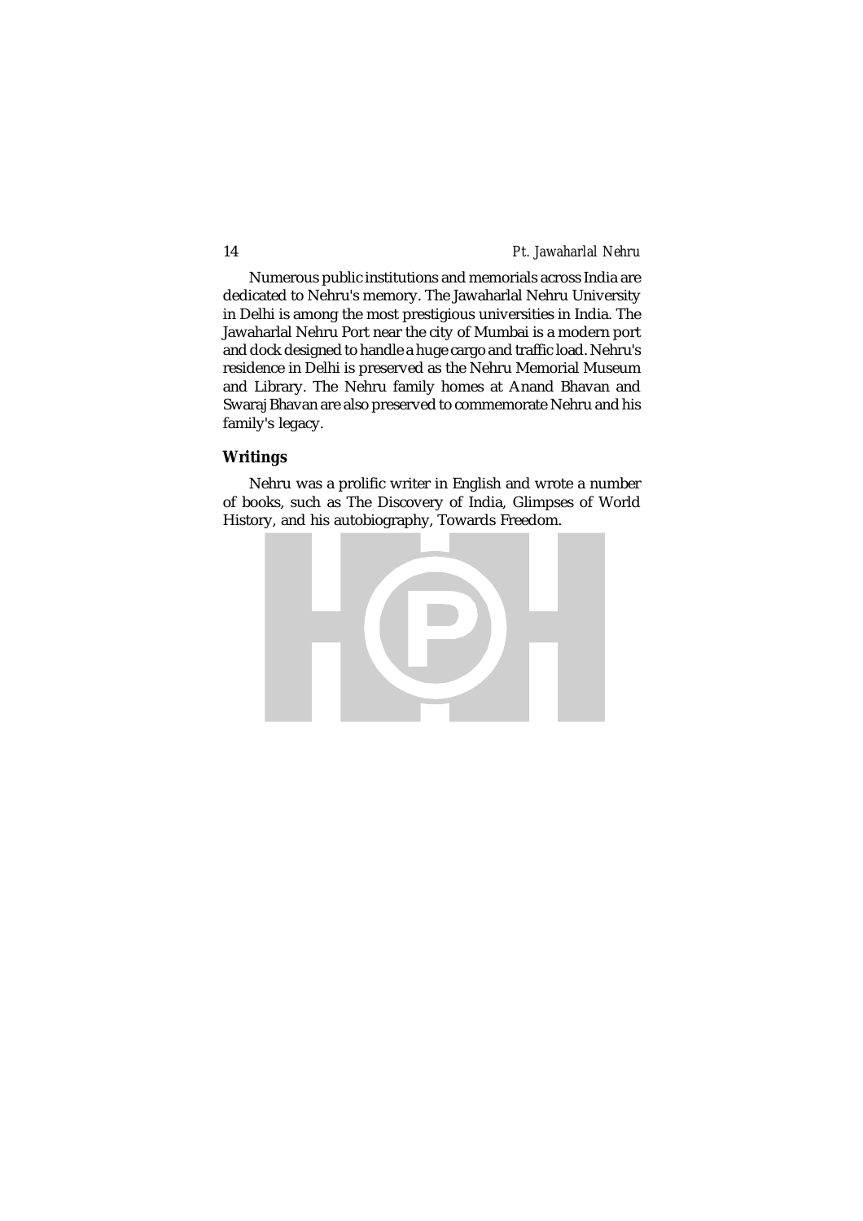Numerous public institutions and memorials across India are dedicated to Nehru's memory. The Jawaharlal Nehru University in Delhi is among the most prestigious universities in India. The Jawaharlal Nehru Port near the city of Mumbai is a modern port and dock designed to handle a huge cargo and traffic load. Nehru's residence in Delhi is preserved as the Nehru Memorial Museum and Library. The Nehru family homes at Anand Bhavan and Swaraj Bhavan are also preserved to commemorate Nehru and his family's legacy.

## Writings

Nehru was a prolific writer in English and wrote a number of books, such as The Discovery of India, Glimpses of World History, and his autobiography, Towards Freedom.